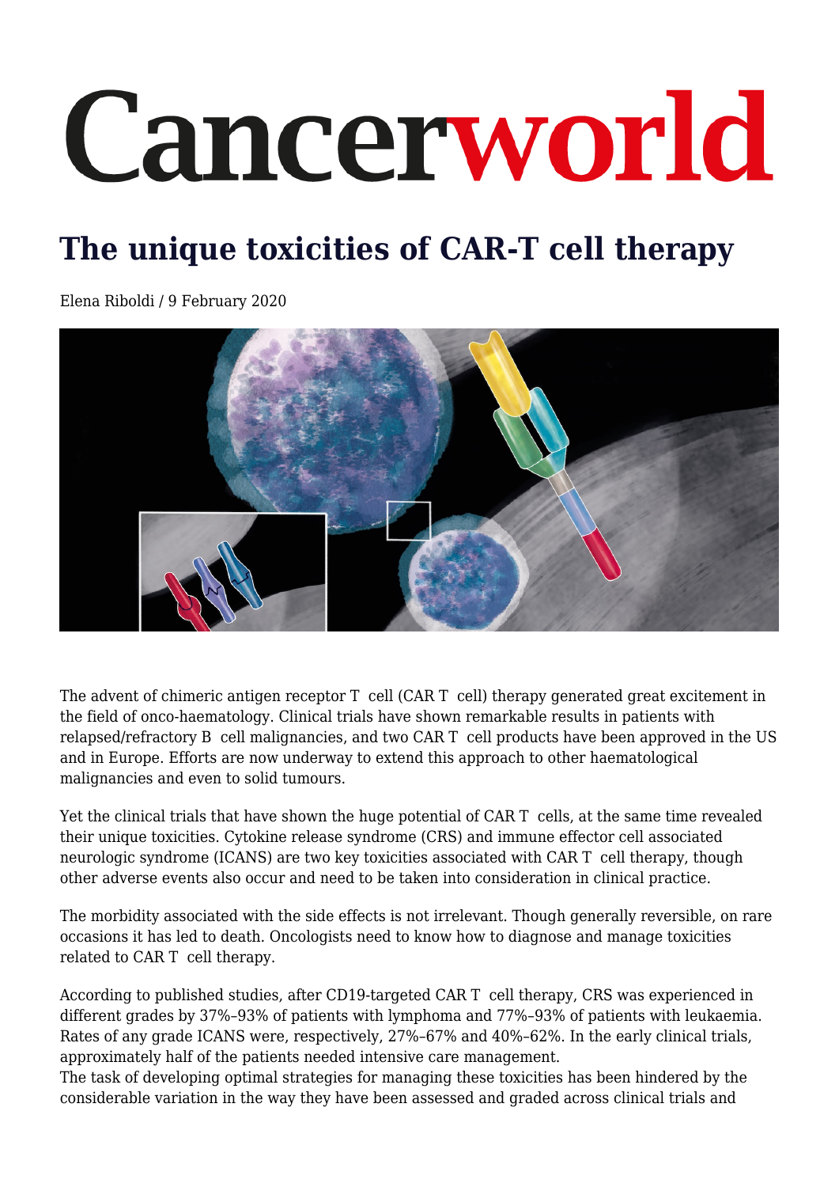# Cancerworld

## The unique toxicities of CAR-T cell therapy

Elena Riboldi / 9 February 2020

The advent of chimeric antigen receptor T cell (CAR T cell) therapy generated great excitement in the field of onco-haematology. Clinical trials have shown remarkable results in patients with relapsed/refractory B cell malignancies, and two CAR T cell products have been approved in the US and in Europe. Efforts are now underway to extend this approach to other haematological malignancies and even to solid tumours.

Yet the clinical trials that have shown the huge potential of CAR T cells, at the same time revealed their unique toxicities. Cytokine release syndrome (CRS) and immune effector cell associated neurologic syndrome (ICANS) are two key toxicities associated with CAR T cell therapy, though other adverse events also occur and need to be taken into consideration in clinical practice.

The morbidity associated with the side effects is not irrelevant. Though generally reversible, on rare occasions it has led to death. Oncologists need to know how to diagnose and manage toxicities related to CAR T cell therapy.

According to published studies, after CD19-targeted CAR T cell therapy, CRS was experienced in different grades by 37%–93% of patients with lymphoma and 77%–93% of patients with leukaemia. Rates of any grade ICANS were, respectively, 27%–67% and 40%–62%. In the early clinical trials, approximately half of the patients needed intensive care management.
The task of developing optimal strategies for managing these toxicities has been hindered by the considerable variation in the way they have been assessed and graded across clinical trials and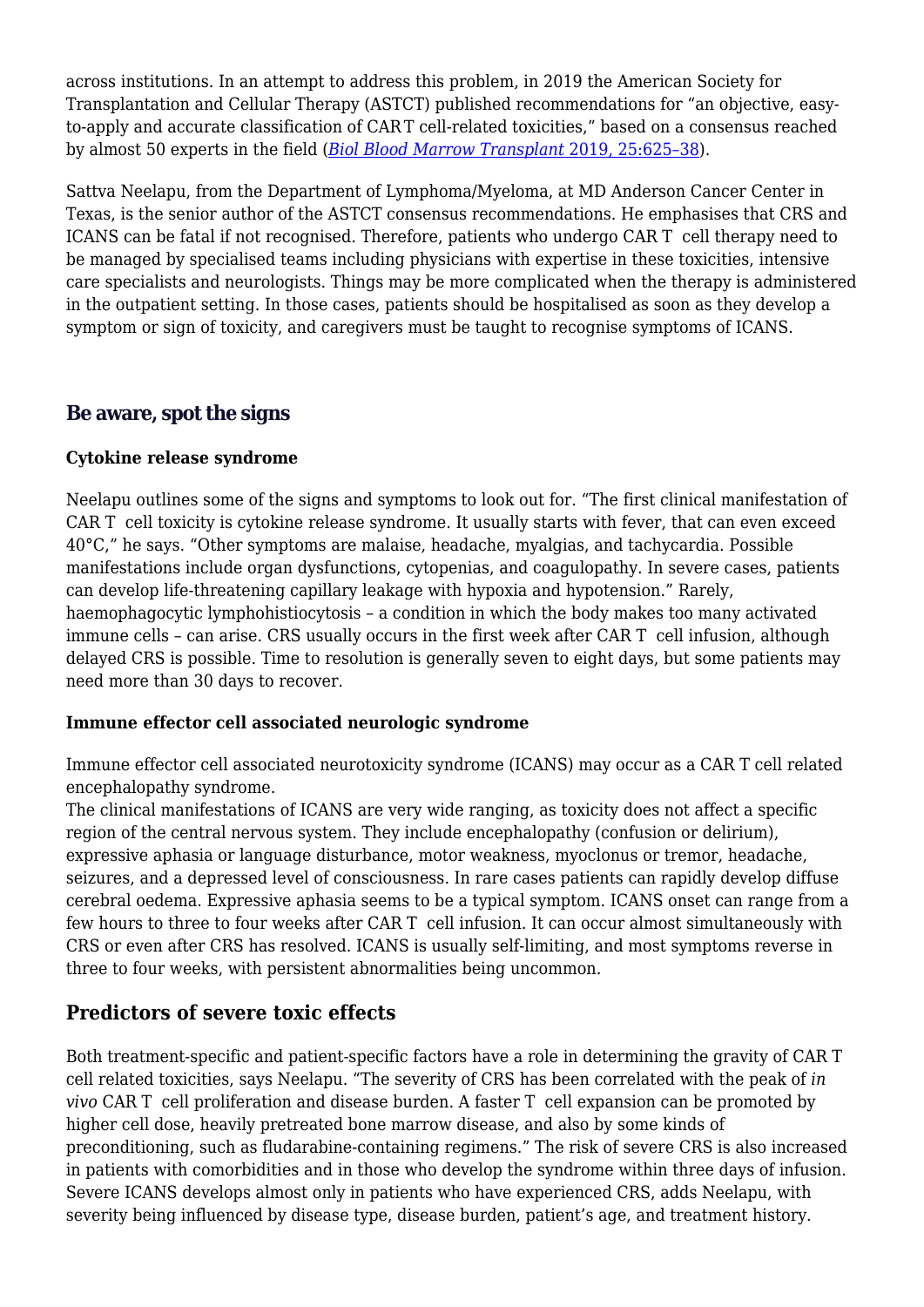across institutions. In an attempt to address this problem, in 2019 the American Society for Transplantation and Cellular Therapy (ASTCT) published recommendations for "an objective, easy-to-apply and accurate classification of CAR T cell-related toxicities," based on a consensus reached by almost 50 experts in the field ([*Biol Blood Marrow Transplant* 2019, 25:625–38]).

Sattva Neelapu, from the Department of Lymphoma/Myeloma, at MD Anderson Cancer Center in Texas, is the senior author of the ASTCT consensus recommendations. He emphasises that CRS and ICANS can be fatal if not recognised. Therefore, patients who undergo CAR T cell therapy need to be managed by specialised teams including physicians with expertise in these toxicities, intensive care specialists and neurologists. Things may be more complicated when the therapy is administered in the outpatient setting. In those cases, patients should be hospitalised as soon as they develop a symptom or sign of toxicity, and caregivers must be taught to recognise symptoms of ICANS.

## Be aware, spot the signs

**Cytokine release syndrome**

Neelapu outlines some of the signs and symptoms to look out for. "The first clinical manifestation of CAR T cell toxicity is cytokine release syndrome. It usually starts with fever, that can even exceed 40°C," he says. "Other symptoms are malaise, headache, myalgias, and tachycardia. Possible manifestations include organ dysfunctions, cytopenias, and coagulopathy. In severe cases, patients can develop life-threatening capillary leakage with hypoxia and hypotension." Rarely, haemophagocytic lymphohistiocytosis – a condition in which the body makes too many activated immune cells – can arise. CRS usually occurs in the first week after CAR T cell infusion, although delayed CRS is possible. Time to resolution is generally seven to eight days, but some patients may need more than 30 days to recover.

**Immune effector cell associated neurologic syndrome**

Immune effector cell associated neurotoxicity syndrome (ICANS) may occur as a CAR T cell related encephalopathy syndrome.
The clinical manifestations of ICANS are very wide ranging, as toxicity does not affect a specific region of the central nervous system. They include encephalopathy (confusion or delirium), expressive aphasia or language disturbance, motor weakness, myoclonus or tremor, headache, seizures, and a depressed level of consciousness. In rare cases patients can rapidly develop diffuse cerebral oedema. Expressive aphasia seems to be a typical symptom. ICANS onset can range from a few hours to three to four weeks after CAR T cell infusion. It can occur almost simultaneously with CRS or even after CRS has resolved. ICANS is usually self-limiting, and most symptoms reverse in three to four weeks, with persistent abnormalities being uncommon.

## Predictors of severe toxic effects

Both treatment-specific and patient-specific factors have a role in determining the gravity of CAR T cell related toxicities, says Neelapu. "The severity of CRS has been correlated with the peak of *in vivo* CAR T cell proliferation and disease burden. A faster T cell expansion can be promoted by higher cell dose, heavily pretreated bone marrow disease, and also by some kinds of preconditioning, such as fludarabine-containing regimens." The risk of severe CRS is also increased in patients with comorbidities and in those who develop the syndrome within three days of infusion. Severe ICANS develops almost only in patients who have experienced CRS, adds Neelapu, with severity being influenced by disease type, disease burden, patient's age, and treatment history.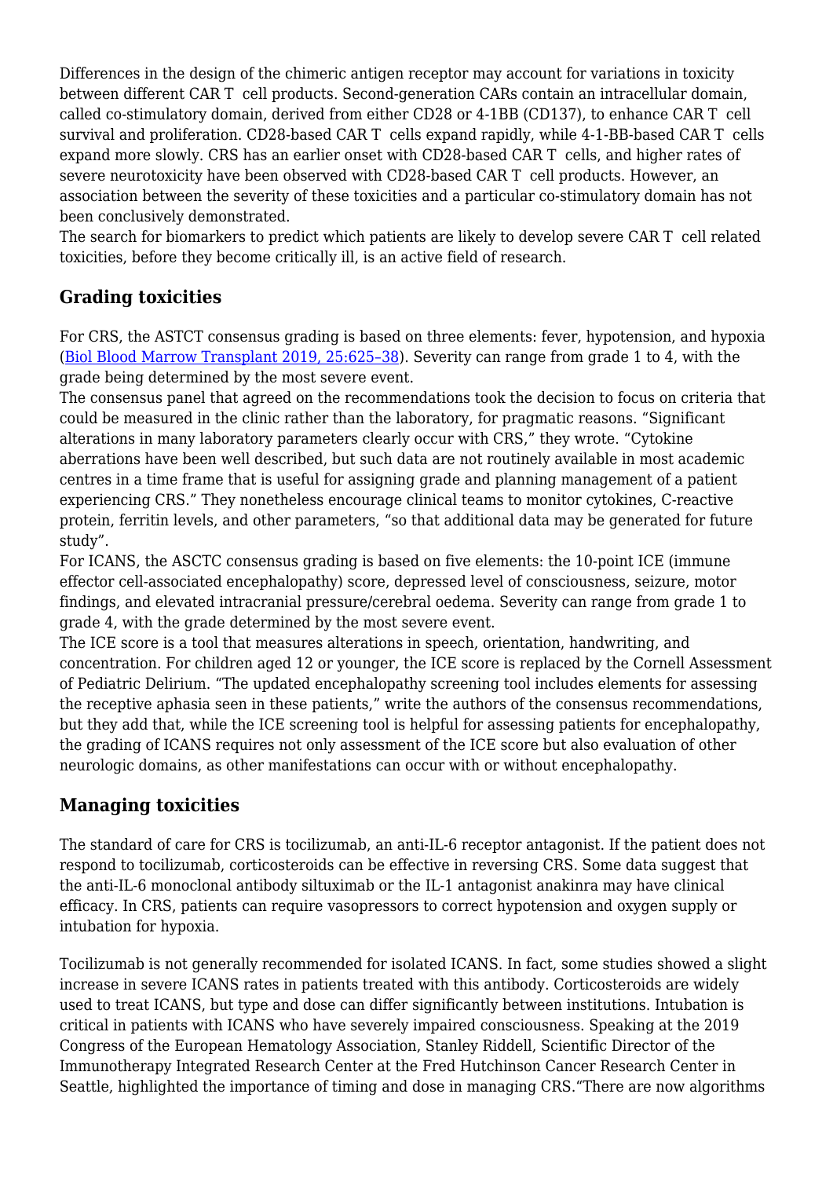Differences in the design of the chimeric antigen receptor may account for variations in toxicity between different CAR T cell products. Second-generation CARs contain an intracellular domain, called co-stimulatory domain, derived from either CD28 or 4-1BB (CD137), to enhance CAR T cell survival and proliferation. CD28-based CAR T cells expand rapidly, while 4-1-BB-based CAR T cells expand more slowly. CRS has an earlier onset with CD28-based CAR T cells, and higher rates of severe neurotoxicity have been observed with CD28-based CAR T cell products. However, an association between the severity of these toxicities and a particular co-stimulatory domain has not been conclusively demonstrated.

The search for biomarkers to predict which patients are likely to develop severe CAR T cell related toxicities, before they become critically ill, is an active field of research.

## Grading toxicities

For CRS, the ASTCT consensus grading is based on three elements: fever, hypotension, and hypoxia (Biol Blood Marrow Transplant 2019, 25:625–38). Severity can range from grade 1 to 4, with the grade being determined by the most severe event.

The consensus panel that agreed on the recommendations took the decision to focus on criteria that could be measured in the clinic rather than the laboratory, for pragmatic reasons. "Significant alterations in many laboratory parameters clearly occur with CRS," they wrote. "Cytokine aberrations have been well described, but such data are not routinely available in most academic centres in a time frame that is useful for assigning grade and planning management of a patient experiencing CRS." They nonetheless encourage clinical teams to monitor cytokines, C-reactive protein, ferritin levels, and other parameters, "so that additional data may be generated for future study".

For ICANS, the ASCTC consensus grading is based on five elements: the 10-point ICE (immune effector cell-associated encephalopathy) score, depressed level of consciousness, seizure, motor findings, and elevated intracranial pressure/cerebral oedema. Severity can range from grade 1 to grade 4, with the grade determined by the most severe event.

The ICE score is a tool that measures alterations in speech, orientation, handwriting, and concentration. For children aged 12 or younger, the ICE score is replaced by the Cornell Assessment of Pediatric Delirium. "The updated encephalopathy screening tool includes elements for assessing the receptive aphasia seen in these patients," write the authors of the consensus recommendations, but they add that, while the ICE screening tool is helpful for assessing patients for encephalopathy, the grading of ICANS requires not only assessment of the ICE score but also evaluation of other neurologic domains, as other manifestations can occur with or without encephalopathy.

## Managing toxicities

The standard of care for CRS is tocilizumab, an anti-IL-6 receptor antagonist. If the patient does not respond to tocilizumab, corticosteroids can be effective in reversing CRS. Some data suggest that the anti-IL-6 monoclonal antibody siltuximab or the IL-1 antagonist anakinra may have clinical efficacy. In CRS, patients can require vasopressors to correct hypotension and oxygen supply or intubation for hypoxia.

Tocilizumab is not generally recommended for isolated ICANS. In fact, some studies showed a slight increase in severe ICANS rates in patients treated with this antibody. Corticosteroids are widely used to treat ICANS, but type and dose can differ significantly between institutions. Intubation is critical in patients with ICANS who have severely impaired consciousness. Speaking at the 2019 Congress of the European Hematology Association, Stanley Riddell, Scientific Director of the Immunotherapy Integrated Research Center at the Fred Hutchinson Cancer Research Center in Seattle, highlighted the importance of timing and dose in managing CRS."There are now algorithms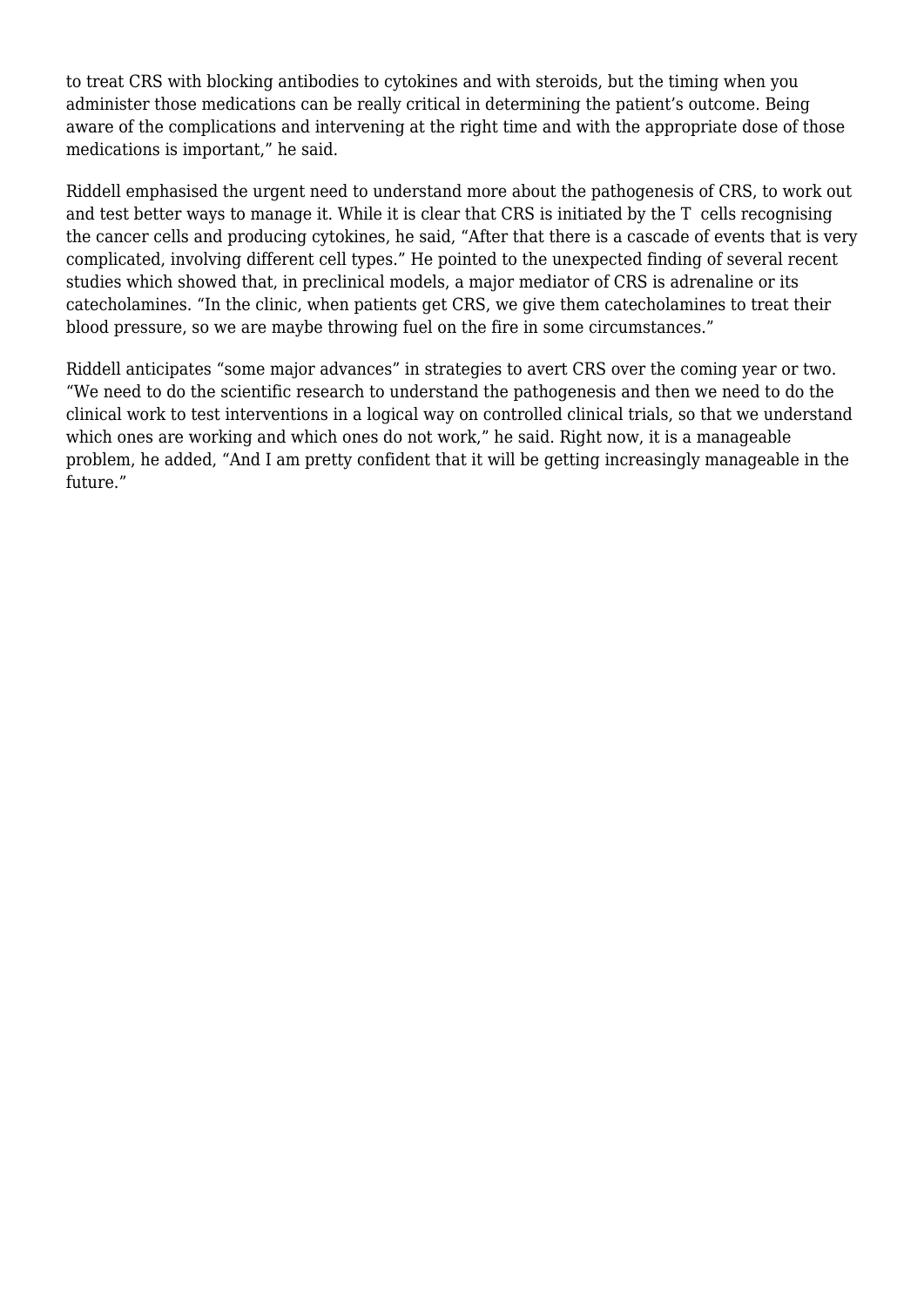to treat CRS with blocking antibodies to cytokines and with steroids, but the timing when you administer those medications can be really critical in determining the patient's outcome. Being aware of the complications and intervening at the right time and with the appropriate dose of those medications is important," he said.

Riddell emphasised the urgent need to understand more about the pathogenesis of CRS, to work out and test better ways to manage it. While it is clear that CRS is initiated by the T cells recognising the cancer cells and producing cytokines, he said, "After that there is a cascade of events that is very complicated, involving different cell types." He pointed to the unexpected finding of several recent studies which showed that, in preclinical models, a major mediator of CRS is adrenaline or its catecholamines. "In the clinic, when patients get CRS, we give them catecholamines to treat their blood pressure, so we are maybe throwing fuel on the fire in some circumstances."

Riddell anticipates "some major advances" in strategies to avert CRS over the coming year or two. "We need to do the scientific research to understand the pathogenesis and then we need to do the clinical work to test interventions in a logical way on controlled clinical trials, so that we understand which ones are working and which ones do not work," he said. Right now, it is a manageable problem, he added, "And I am pretty confident that it will be getting increasingly manageable in the future."